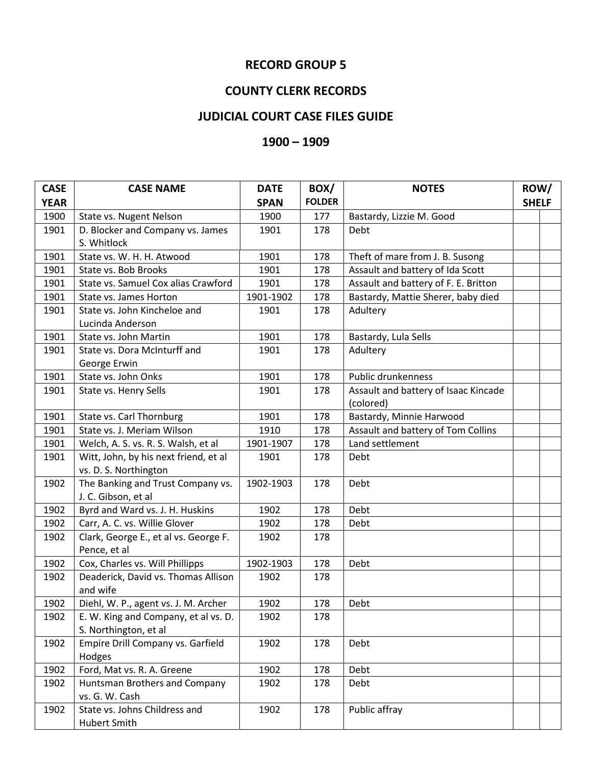# RECORD GROUP 5

## COUNTY CLERK RECORDS

## JUDICIAL COURT CASE FILES GUIDE

## 1900 – 1909

| CASE YEAR | CASE NAME | DATE SPAN | BOX/ FOLDER | NOTES | ROW/ SHELF | |
|---|---|---|---|---|---|---|
| 1900 | State vs. Nugent Nelson | 1900 | 177 | Bastardy, Lizzie M. Good | | |
| 1901 | D. Blocker and Company vs. James S. Whitlock | 1901 | 178 | Debt | | |
| 1901 | State vs. W. H. H. Atwood | 1901 | 178 | Theft of mare from J. B. Susong | | |
| 1901 | State vs. Bob Brooks | 1901 | 178 | Assault and battery of Ida Scott | | |
| 1901 | State vs. Samuel Cox alias Crawford | 1901 | 178 | Assault and battery of F. E. Britton | | |
| 1901 | State vs. James Horton | 1901-1902 | 178 | Bastardy, Mattie Sherer, baby died | | |
| 1901 | State vs. John Kincheloe and Lucinda Anderson | 1901 | 178 | Adultery | | |
| 1901 | State vs. John Martin | 1901 | 178 | Bastardy, Lula Sells | | |
| 1901 | State vs. Dora McInturff and George Erwin | 1901 | 178 | Adultery | | |
| 1901 | State vs. John Onks | 1901 | 178 | Public drunkenness | | |
| 1901 | State vs. Henry Sells | 1901 | 178 | Assault and battery of Isaac Kincade (colored) | | |
| 1901 | State vs. Carl Thornburg | 1901 | 178 | Bastardy, Minnie Harwood | | |
| 1901 | State vs. J. Meriam Wilson | 1910 | 178 | Assault and battery of Tom Collins | | |
| 1901 | Welch, A. S. vs. R. S. Walsh, et al | 1901-1907 | 178 | Land settlement | | |
| 1901 | Witt, John, by his next friend, et al vs. D. S. Northington | 1901 | 178 | Debt | | |
| 1902 | The Banking and Trust Company vs. J. C. Gibson, et al | 1902-1903 | 178 | Debt | | |
| 1902 | Byrd and Ward vs. J. H. Huskins | 1902 | 178 | Debt | | |
| 1902 | Carr, A. C. vs. Willie Glover | 1902 | 178 | Debt | | |
| 1902 | Clark, George E., et al vs. George F. Pence, et al | 1902 | 178 | | | |
| 1902 | Cox, Charles vs. Will Phillipps | 1902-1903 | 178 | Debt | | |
| 1902 | Deaderick, David vs. Thomas Allison and wife | 1902 | 178 | | | |
| 1902 | Diehl, W. P., agent vs. J. M. Archer | 1902 | 178 | Debt | | |
| 1902 | E. W. King and Company, et al vs. D. S. Northington, et al | 1902 | 178 | | | |
| 1902 | Empire Drill Company vs. Garfield Hodges | 1902 | 178 | Debt | | |
| 1902 | Ford, Mat vs. R. A. Greene | 1902 | 178 | Debt | | |
| 1902 | Huntsman Brothers and Company vs. G. W. Cash | 1902 | 178 | Debt | | |
| 1902 | State vs. Johns Childress and Hubert Smith | 1902 | 178 | Public affray | | |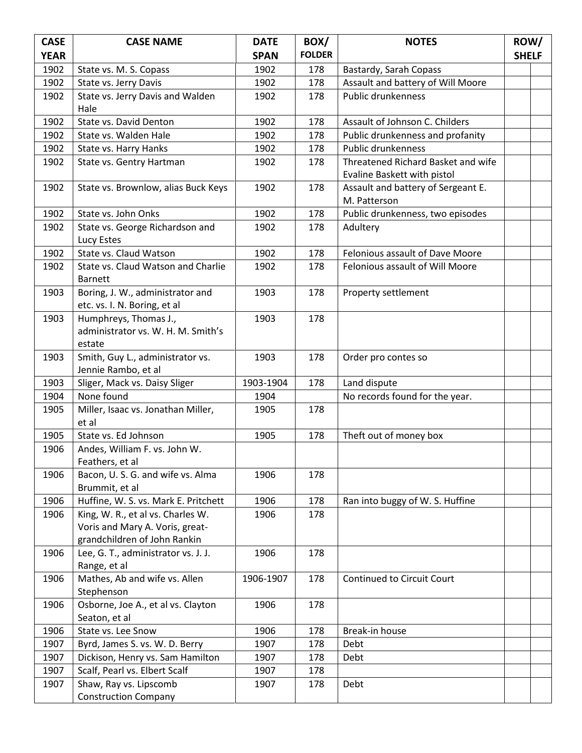| CASE YEAR | CASE NAME | DATE SPAN | BOX/ FOLDER | NOTES | ROW/ SHELF | |
|---|---|---|---|---|---|---|
| 1902 | State vs. M. S. Copass | 1902 | 178 | Bastardy, Sarah Copass | | |
| 1902 | State vs. Jerry Davis | 1902 | 178 | Assault and battery of Will Moore | | |
| 1902 | State vs. Jerry Davis and Walden Hale | 1902 | 178 | Public drunkenness | | |
| 1902 | State vs. David Denton | 1902 | 178 | Assault of Johnson C. Childers | | |
| 1902 | State vs. Walden Hale | 1902 | 178 | Public drunkenness and profanity | | |
| 1902 | State vs. Harry Hanks | 1902 | 178 | Public drunkenness | | |
| 1902 | State vs. Gentry Hartman | 1902 | 178 | Threatened Richard Basket and wife Evaline Baskett with pistol | | |
| 1902 | State vs. Brownlow, alias Buck Keys | 1902 | 178 | Assault and battery of Sergeant E. M. Patterson | | |
| 1902 | State vs. John Onks | 1902 | 178 | Public drunkenness, two episodes | | |
| 1902 | State vs. George Richardson and Lucy Estes | 1902 | 178 | Adultery | | |
| 1902 | State vs. Claud Watson | 1902 | 178 | Felonious assault of Dave Moore | | |
| 1902 | State vs. Claud Watson and Charlie Barnett | 1902 | 178 | Felonious assault of Will Moore | | |
| 1903 | Boring, J. W., administrator and etc. vs. I. N. Boring, et al | 1903 | 178 | Property settlement | | |
| 1903 | Humphreys, Thomas J., administrator vs. W. H. M. Smith's estate | 1903 | 178 | | | |
| 1903 | Smith, Guy L., administrator vs. Jennie Rambo, et al | 1903 | 178 | Order pro contes so | | |
| 1903 | Sliger, Mack vs. Daisy Sliger | 1903-1904 | 178 | Land dispute | | |
| 1904 | None found | 1904 | | No records found for the year. | | |
| 1905 | Miller, Isaac vs. Jonathan Miller, et al | 1905 | 178 | | | |
| 1905 | State vs. Ed Johnson | 1905 | 178 | Theft out of money box | | |
| 1906 | Andes, William F. vs. John W. Feathers, et al | | | | | |
| 1906 | Bacon, U. S. G. and wife vs. Alma Brummit, et al | 1906 | 178 | | | |
| 1906 | Huffine, W. S. vs. Mark E. Pritchett | 1906 | 178 | Ran into buggy of W. S. Huffine | | |
| 1906 | King, W. R., et al vs. Charles W. Voris and Mary A. Voris, great-grandchildren of John Rankin | 1906 | 178 | | | |
| 1906 | Lee, G. T., administrator vs. J. J. Range, et al | 1906 | 178 | | | |
| 1906 | Mathes, Ab and wife vs. Allen Stephenson | 1906-1907 | 178 | Continued to Circuit Court | | |
| 1906 | Osborne, Joe A., et al vs. Clayton Seaton, et al | 1906 | 178 | | | |
| 1906 | State vs. Lee Snow | 1906 | 178 | Break-in house | | |
| 1907 | Byrd, James S. vs. W. D. Berry | 1907 | 178 | Debt | | |
| 1907 | Dickison, Henry vs. Sam Hamilton | 1907 | 178 | Debt | | |
| 1907 | Scalf, Pearl vs. Elbert Scalf | 1907 | 178 | | | |
| 1907 | Shaw, Ray vs. Lipscomb Construction Company | 1907 | 178 | Debt | | |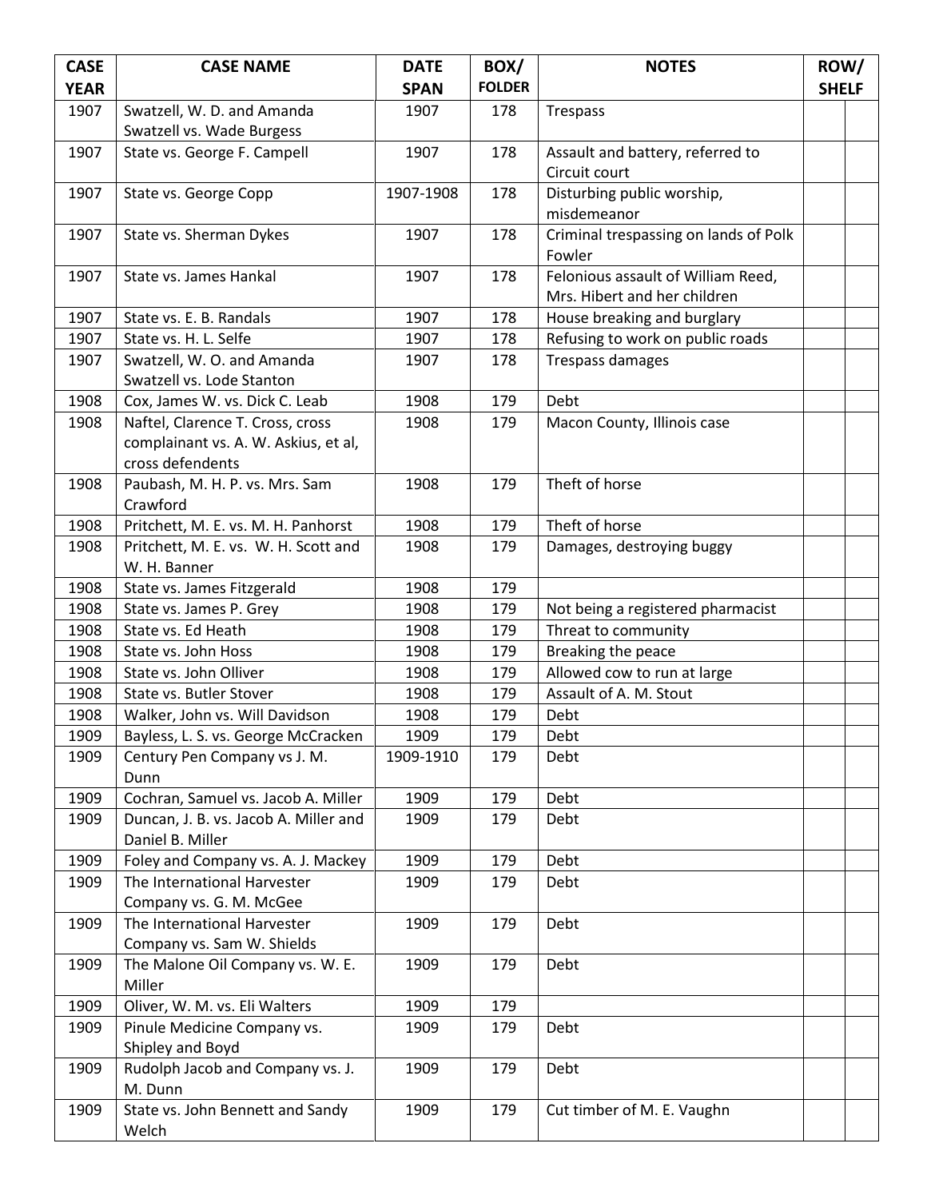| CASE YEAR | CASE NAME | DATE SPAN | BOX/ FOLDER | NOTES | ROW/ | SHELF |
|---|---|---|---|---|---|---|
| 1907 | Swatzell, W. D. and Amanda Swatzell vs. Wade Burgess | 1907 | 178 | Trespass | | |
| 1907 | State vs. George F. Campell | 1907 | 178 | Assault and battery, referred to Circuit court | | |
| 1907 | State vs. George Copp | 1907-1908 | 178 | Disturbing public worship, misdemeanor | | |
| 1907 | State vs. Sherman Dykes | 1907 | 178 | Criminal trespassing on lands of Polk Fowler | | |
| 1907 | State vs. James Hankal | 1907 | 178 | Felonious assault of William Reed, Mrs. Hibert and her children | | |
| 1907 | State vs. E. B. Randals | 1907 | 178 | House breaking and burglary | | |
| 1907 | State vs. H. L. Selfe | 1907 | 178 | Refusing to work on public roads | | |
| 1907 | Swatzell, W. O. and Amanda Swatzell vs. Lode Stanton | 1907 | 178 | Trespass damages | | |
| 1908 | Cox, James W. vs. Dick C. Leab | 1908 | 179 | Debt | | |
| 1908 | Naftel, Clarence T. Cross, cross complainant vs. A. W. Askius, et al, cross defendents | 1908 | 179 | Macon County, Illinois case | | |
| 1908 | Paubash, M. H. P. vs. Mrs. Sam Crawford | 1908 | 179 | Theft of horse | | |
| 1908 | Pritchett, M. E. vs. M. H. Panhorst | 1908 | 179 | Theft of horse | | |
| 1908 | Pritchett, M. E. vs. W. H. Scott and W. H. Banner | 1908 | 179 | Damages, destroying buggy | | |
| 1908 | State vs. James Fitzgerald | 1908 | 179 | | | |
| 1908 | State vs. James P. Grey | 1908 | 179 | Not being a registered pharmacist | | |
| 1908 | State vs. Ed Heath | 1908 | 179 | Threat to community | | |
| 1908 | State vs. John Hoss | 1908 | 179 | Breaking the peace | | |
| 1908 | State vs. John Olliver | 1908 | 179 | Allowed cow to run at large | | |
| 1908 | State vs. Butler Stover | 1908 | 179 | Assault of A. M. Stout | | |
| 1908 | Walker, John vs. Will Davidson | 1908 | 179 | Debt | | |
| 1909 | Bayless, L. S. vs. George McCracken | 1909 | 179 | Debt | | |
| 1909 | Century Pen Company vs J. M. Dunn | 1909-1910 | 179 | Debt | | |
| 1909 | Cochran, Samuel vs. Jacob A. Miller | 1909 | 179 | Debt | | |
| 1909 | Duncan, J. B. vs. Jacob A. Miller and Daniel B. Miller | 1909 | 179 | Debt | | |
| 1909 | Foley and Company vs. A. J. Mackey | 1909 | 179 | Debt | | |
| 1909 | The International Harvester Company vs. G. M. McGee | 1909 | 179 | Debt | | |
| 1909 | The International Harvester Company vs. Sam W. Shields | 1909 | 179 | Debt | | |
| 1909 | The Malone Oil Company vs. W. E. Miller | 1909 | 179 | Debt | | |
| 1909 | Oliver, W. M. vs. Eli Walters | 1909 | 179 | | | |
| 1909 | Pinule Medicine Company vs. Shipley and Boyd | 1909 | 179 | Debt | | |
| 1909 | Rudolph Jacob and Company vs. J. M. Dunn | 1909 | 179 | Debt | | |
| 1909 | State vs. John Bennett and Sandy Welch | 1909 | 179 | Cut timber of M. E. Vaughn | | |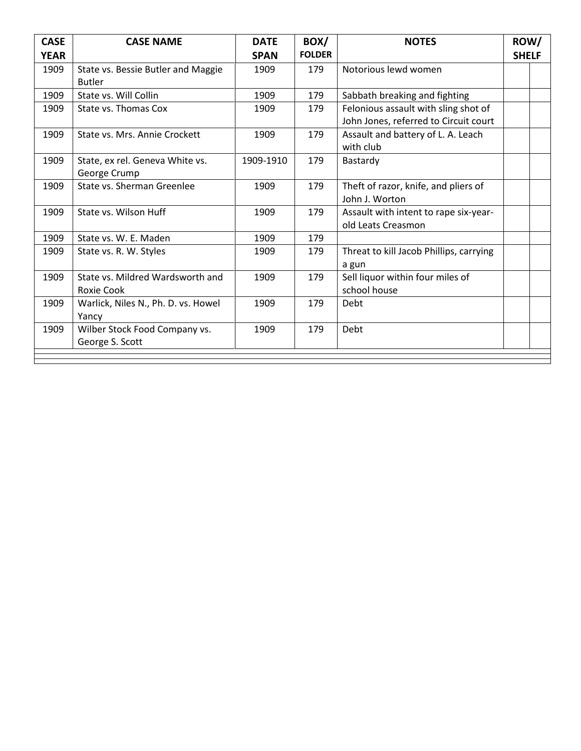| CASE YEAR | CASE NAME | DATE SPAN | BOX/ FOLDER | NOTES | ROW/ SHELF | |
|---|---|---|---|---|---|---|
| 1909 | State vs. Bessie Butler and Maggie Butler | 1909 | 179 | Notorious lewd women | | |
| 1909 | State vs. Will Collin | 1909 | 179 | Sabbath breaking and fighting | | |
| 1909 | State vs. Thomas Cox | 1909 | 179 | Felonious assault with sling shot of John Jones, referred to Circuit court | | |
| 1909 | State vs. Mrs. Annie Crockett | 1909 | 179 | Assault and battery of L. A. Leach with club | | |
| 1909 | State, ex rel. Geneva White vs. George Crump | 1909-1910 | 179 | Bastardy | | |
| 1909 | State vs. Sherman Greenlee | 1909 | 179 | Theft of razor, knife, and pliers of John J. Worton | | |
| 1909 | State vs. Wilson Huff | 1909 | 179 | Assault with intent to rape six-year-old Leats Creasmon | | |
| 1909 | State vs. W. E. Maden | 1909 | 179 | | | |
| 1909 | State vs. R. W. Styles | 1909 | 179 | Threat to kill Jacob Phillips, carrying a gun | | |
| 1909 | State vs. Mildred Wardsworth and Roxie Cook | 1909 | 179 | Sell liquor within four miles of school house | | |
| 1909 | Warlick, Niles N., Ph. D. vs. Howel Yancy | 1909 | 179 | Debt | | |
| 1909 | Wilber Stock Food Company vs. George S. Scott | 1909 | 179 | Debt | | |